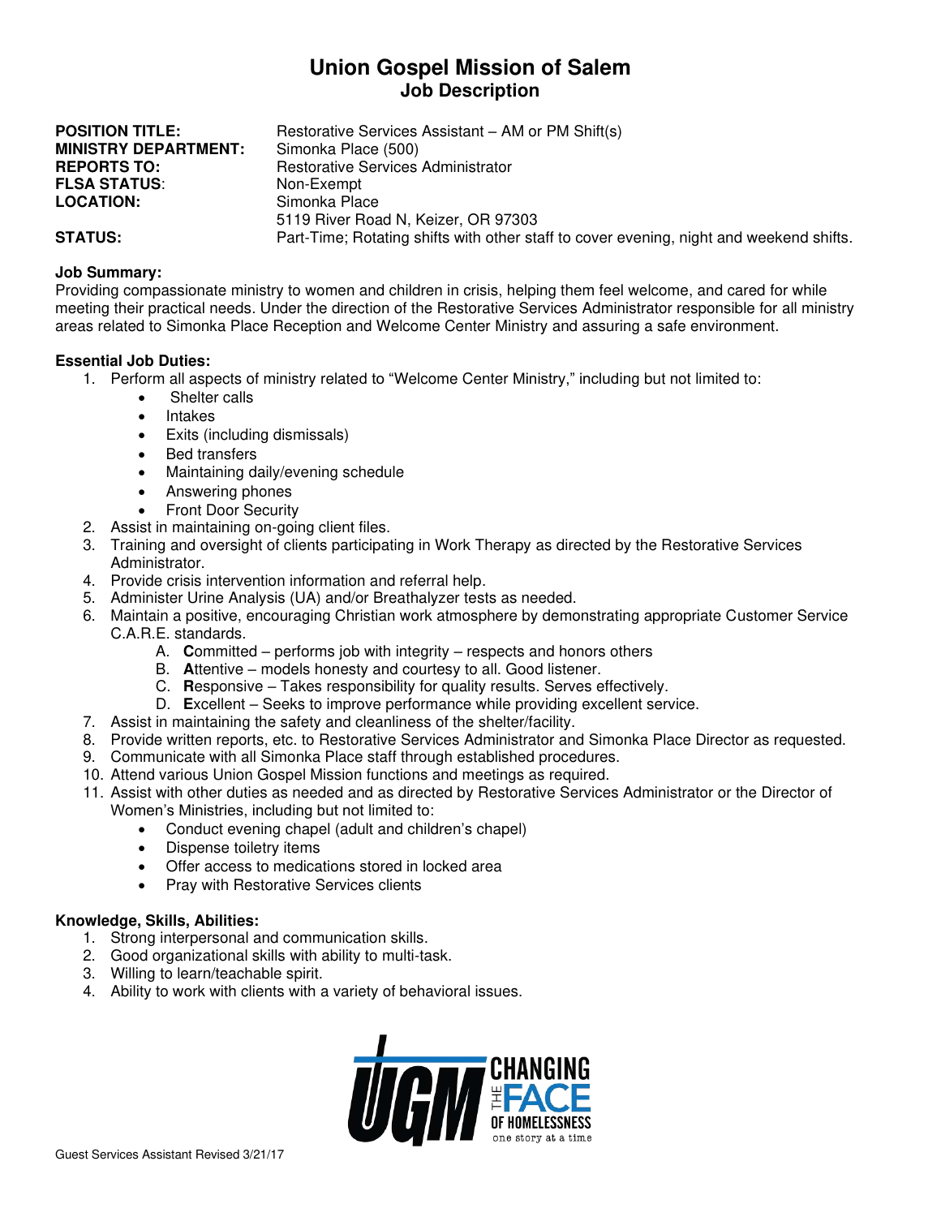# Union Gospel Mission of Salem
## Job Description

**POSITION TITLE:** Restorative Services Assistant – AM or PM Shift(s)
**MINISTRY DEPARTMENT:** Simonka Place (500)
**REPORTS TO:** Restorative Services Administrator
**FLSA STATUS**: Non-Exempt
**LOCATION:** Simonka Place
5119 River Road N, Keizer, OR 97303
**STATUS:** Part-Time; Rotating shifts with other staff to cover evening, night and weekend shifts.

**Job Summary:**
Providing compassionate ministry to women and children in crisis, helping them feel welcome, and cared for while meeting their practical needs. Under the direction of the Restorative Services Administrator responsible for all ministry areas related to Simonka Place Reception and Welcome Center Ministry and assuring a safe environment.

**Essential Job Duties:**

1. Perform all aspects of ministry related to "Welcome Center Ministry," including but not limited to:
   - Shelter calls
   - Intakes
   - Exits (including dismissals)
   - Bed transfers
   - Maintaining daily/evening schedule
   - Answering phones
   - Front Door Security
2. Assist in maintaining on-going client files.
3. Training and oversight of clients participating in Work Therapy as directed by the Restorative Services Administrator.
4. Provide crisis intervention information and referral help.
5. Administer Urine Analysis (UA) and/or Breathalyzer tests as needed.
6. Maintain a positive, encouraging Christian work atmosphere by demonstrating appropriate Customer Service C.A.R.E. standards.
   A. **C**ommitted – performs job with integrity – respects and honors others
   B. **A**ttentive – models honesty and courtesy to all. Good listener.
   C. **R**esponsive – Takes responsibility for quality results. Serves effectively.
   D. **E**xcellent – Seeks to improve performance while providing excellent service.
7. Assist in maintaining the safety and cleanliness of the shelter/facility.
8. Provide written reports, etc. to Restorative Services Administrator and Simonka Place Director as requested.
9. Communicate with all Simonka Place staff through established procedures.
10. Attend various Union Gospel Mission functions and meetings as required.
11. Assist with other duties as needed and as directed by Restorative Services Administrator or the Director of Women's Ministries, including but not limited to:
    - Conduct evening chapel (adult and children's chapel)
    - Dispense toiletry items
    - Offer access to medications stored in locked area
    - Pray with Restorative Services clients

**Knowledge, Skills, Abilities:**

1. Strong interpersonal and communication skills.
2. Good organizational skills with ability to multi-task.
3. Willing to learn/teachable spirit.
4. Ability to work with clients with a variety of behavioral issues.

UGM CHANGING THE FACE OF HOMELESSNESS one story at a time

Guest Services Assistant Revised 3/21/17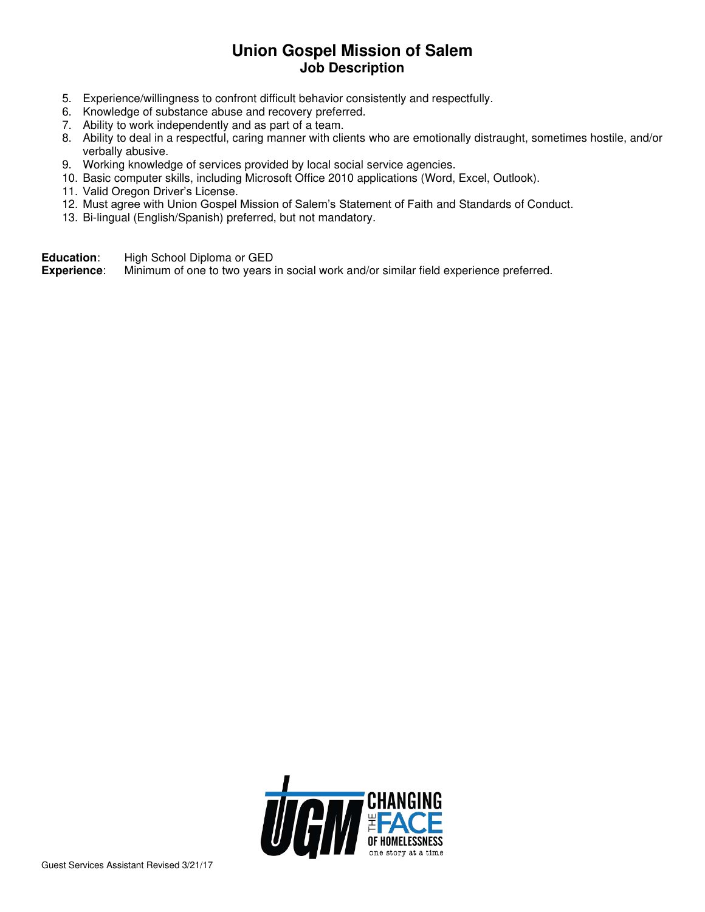# Union Gospel Mission of Salem
## Job Description

5. Experience/willingness to confront difficult behavior consistently and respectfully.
6. Knowledge of substance abuse and recovery preferred.
7. Ability to work independently and as part of a team.
8. Ability to deal in a respectful, caring manner with clients who are emotionally distraught, sometimes hostile, and/or verbally abusive.
9. Working knowledge of services provided by local social service agencies.
10. Basic computer skills, including Microsoft Office 2010 applications (Word, Excel, Outlook).
11. Valid Oregon Driver's License.
12. Must agree with Union Gospel Mission of Salem's Statement of Faith and Standards of Conduct.
13. Bi-lingual (English/Spanish) preferred, but not mandatory.

**Education**: High School Diploma or GED
**Experience**: Minimum of one to two years in social work and/or similar field experience preferred.

UGM CHANGING THE FACE OF HOMELESSNESS one story at a time

Guest Services Assistant Revised 3/21/17